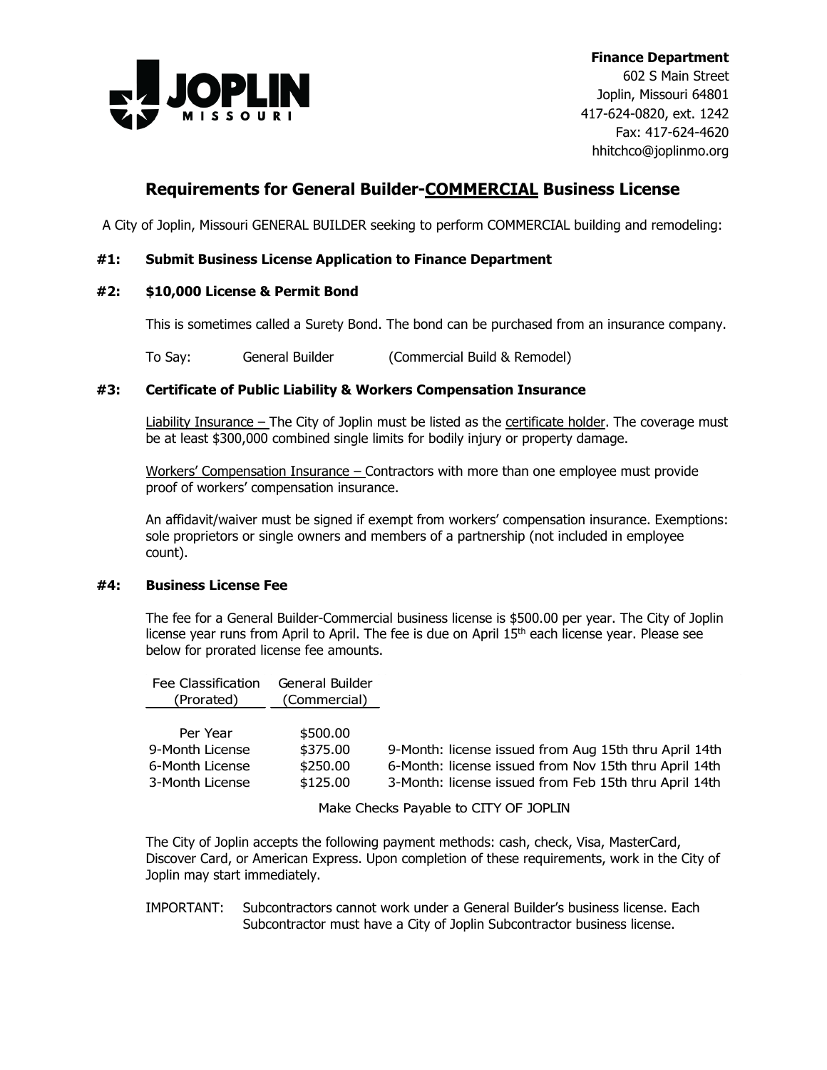**Finance Department**
602 S Main Street
Joplin, Missouri 64801
417-624-0820, ext. 1242
Fax: 417-624-4620
hhitchco@joplinmo.org

# Requirements for General Builder-COMMERCIAL Business License

A City of Joplin, Missouri GENERAL BUILDER seeking to perform COMMERCIAL building and remodeling:

### #1: Submit Business License Application to Finance Department

### #2: $10,000 License & Permit Bond

This is sometimes called a Surety Bond. The bond can be purchased from an insurance company.

To Say: General Builder (Commercial Build & Remodel)

### #3: Certificate of Public Liability & Workers Compensation Insurance

Liability Insurance – The City of Joplin must be listed as the certificate holder. The coverage must be at least $300,000 combined single limits for bodily injury or property damage.

Workers' Compensation Insurance – Contractors with more than one employee must provide proof of workers' compensation insurance.

An affidavit/waiver must be signed if exempt from workers' compensation insurance. Exemptions: sole proprietors or single owners and members of a partnership (not included in employee count).

### #4: Business License Fee

The fee for a General Builder-Commercial business license is $500.00 per year. The City of Joplin license year runs from April to April. The fee is due on April 15th each license year. Please see below for prorated license fee amounts.

| Fee Classification (Prorated) | General Builder (Commercial) | |
|---|---|---|
| Per Year | $500.00 | |
| 9-Month License | $375.00 | 9-Month: license issued from Aug 15th thru April 14th |
| 6-Month License | $250.00 | 6-Month: license issued from Nov 15th thru April 14th |
| 3-Month License | $125.00 | 3-Month: license issued from Feb 15th thru April 14th |

Make Checks Payable to CITY OF JOPLIN

The City of Joplin accepts the following payment methods: cash, check, Visa, MasterCard, Discover Card, or American Express. Upon completion of these requirements, work in the City of Joplin may start immediately.

IMPORTANT: Subcontractors cannot work under a General Builder's business license. Each Subcontractor must have a City of Joplin Subcontractor business license.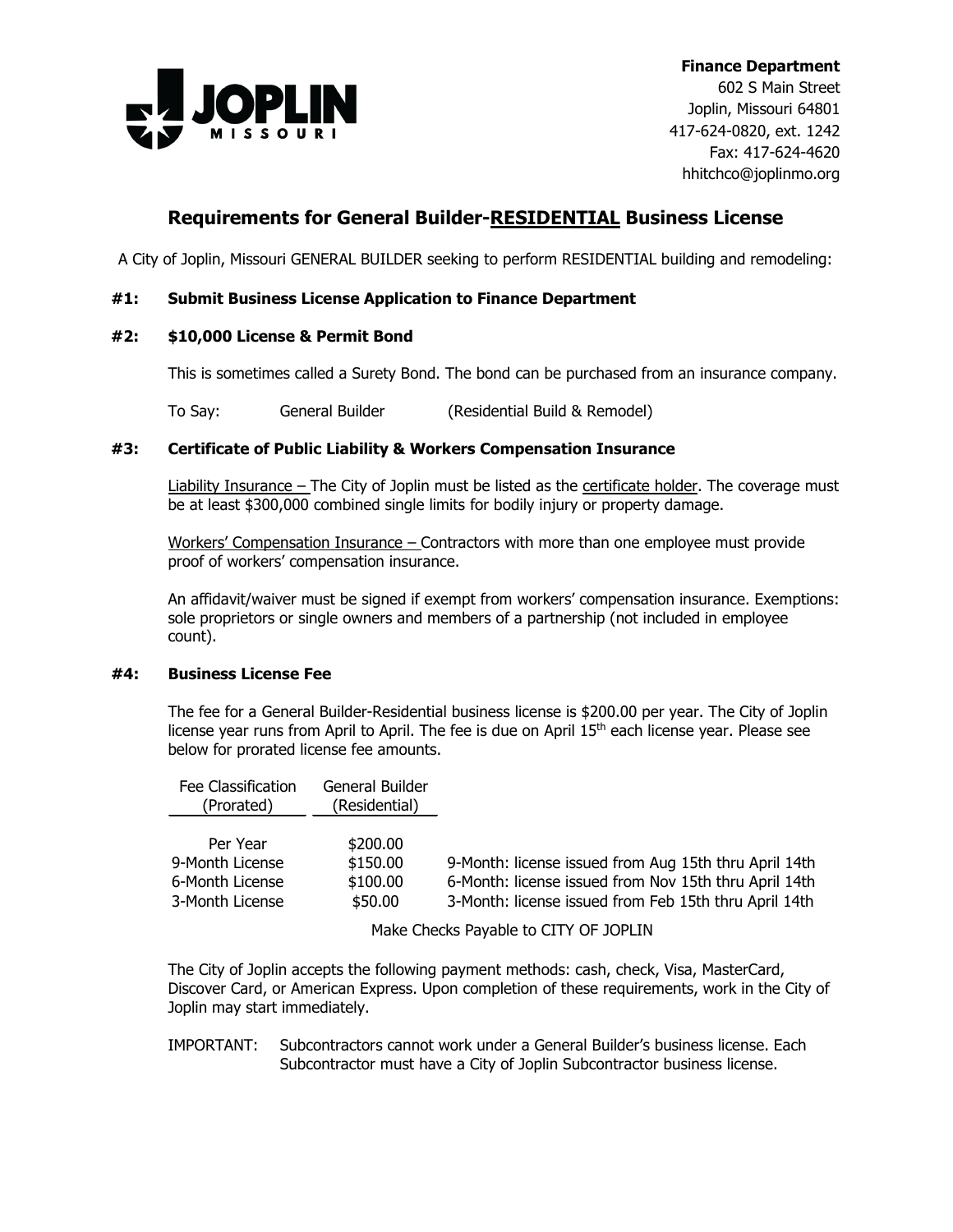**Finance Department**
602 S Main Street
Joplin, Missouri 64801
417-624-0820, ext. 1242
Fax: 417-624-4620
hhitchco@joplinmo.org

## Requirements for General Builder-RESIDENTIAL Business License

A City of Joplin, Missouri GENERAL BUILDER seeking to perform RESIDENTIAL building and remodeling:

### #1: Submit Business License Application to Finance Department

### #2: $10,000 License & Permit Bond

This is sometimes called a Surety Bond. The bond can be purchased from an insurance company.

To Say: General Builder (Residential Build & Remodel)

### #3: Certificate of Public Liability & Workers Compensation Insurance

Liability Insurance – The City of Joplin must be listed as the certificate holder. The coverage must be at least $300,000 combined single limits for bodily injury or property damage.

Workers' Compensation Insurance – Contractors with more than one employee must provide proof of workers' compensation insurance.

An affidavit/waiver must be signed if exempt from workers' compensation insurance. Exemptions: sole proprietors or single owners and members of a partnership (not included in employee count).

### #4: Business License Fee

The fee for a General Builder-Residential business license is $200.00 per year. The City of Joplin license year runs from April to April. The fee is due on April 15th each license year. Please see below for prorated license fee amounts.

| Fee Classification (Prorated) | General Builder (Residential) | |
|---|---|---|
| Per Year | $200.00 | |
| 9-Month License | $150.00 | 9-Month: license issued from Aug 15th thru April 14th |
| 6-Month License | $100.00 | 6-Month: license issued from Nov 15th thru April 14th |
| 3-Month License | $50.00 | 3-Month: license issued from Feb 15th thru April 14th |

Make Checks Payable to CITY OF JOPLIN

The City of Joplin accepts the following payment methods: cash, check, Visa, MasterCard, Discover Card, or American Express. Upon completion of these requirements, work in the City of Joplin may start immediately.

IMPORTANT: Subcontractors cannot work under a General Builder's business license. Each Subcontractor must have a City of Joplin Subcontractor business license.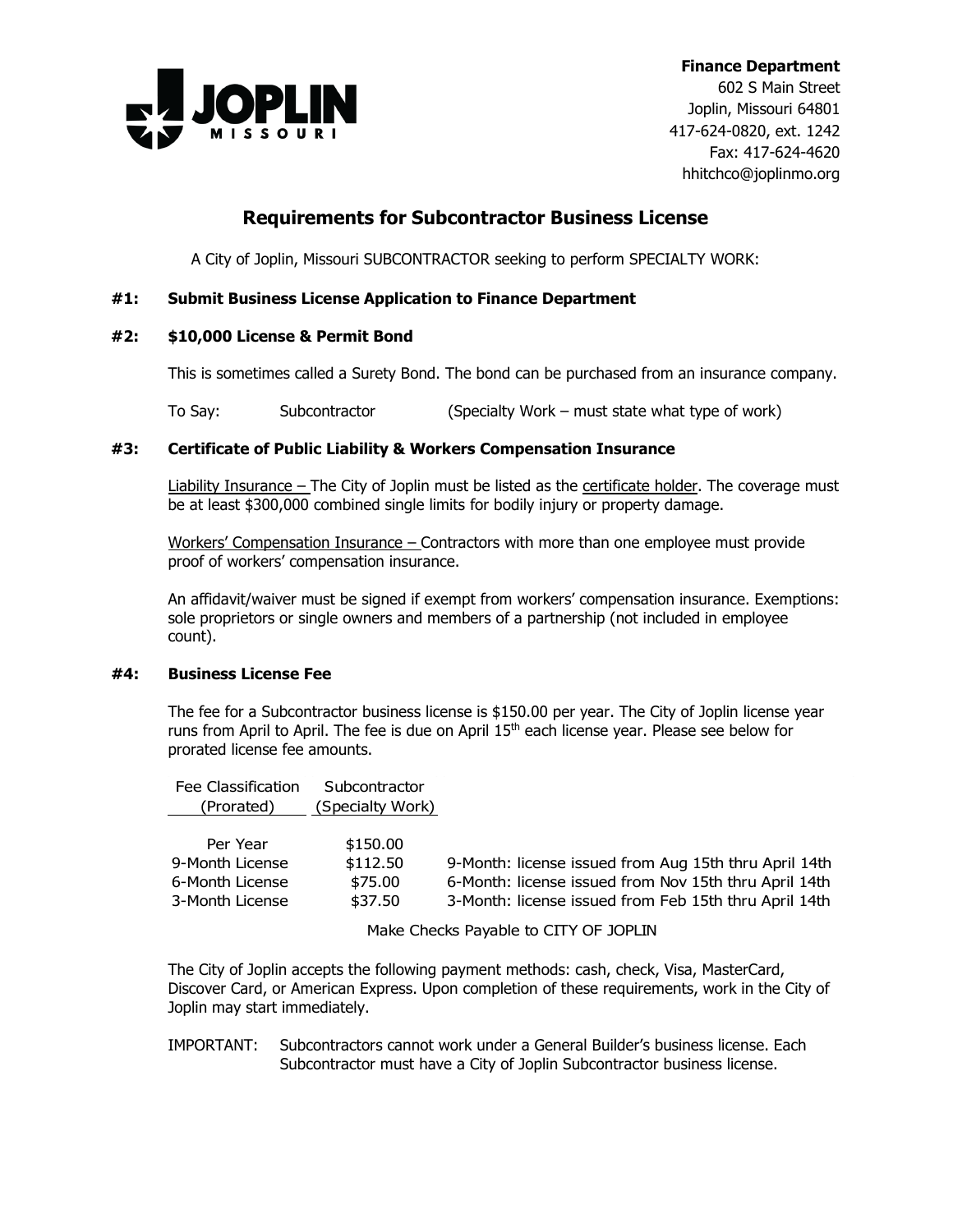**JOPLIN MISSOURI**

**Finance Department**
602 S Main Street
Joplin, Missouri 64801
417-624-0820, ext. 1242
Fax: 417-624-4620
hhitchco@joplinmo.org

## Requirements for Subcontractor Business License

A City of Joplin, Missouri SUBCONTRACTOR seeking to perform SPECIALTY WORK:

### #1: Submit Business License Application to Finance Department

### #2: $10,000 License & Permit Bond

This is sometimes called a Surety Bond. The bond can be purchased from an insurance company.

To Say: Subcontractor (Specialty Work – must state what type of work)

### #3: Certificate of Public Liability & Workers Compensation Insurance

Liability Insurance – The City of Joplin must be listed as the certificate holder. The coverage must be at least $300,000 combined single limits for bodily injury or property damage.

Workers' Compensation Insurance – Contractors with more than one employee must provide proof of workers' compensation insurance.

An affidavit/waiver must be signed if exempt from workers' compensation insurance. Exemptions: sole proprietors or single owners and members of a partnership (not included in employee count).

### #4: Business License Fee

The fee for a Subcontractor business license is $150.00 per year. The City of Joplin license year runs from April to April. The fee is due on April 15th each license year. Please see below for prorated license fee amounts.

| Fee Classification (Prorated) | Subcontractor (Specialty Work) | |
|---|---|---|
| Per Year | $150.00 | |
| 9-Month License | $112.50 | 9-Month: license issued from Aug 15th thru April 14th |
| 6-Month License | $75.00 | 6-Month: license issued from Nov 15th thru April 14th |
| 3-Month License | $37.50 | 3-Month: license issued from Feb 15th thru April 14th |

Make Checks Payable to CITY OF JOPLIN

The City of Joplin accepts the following payment methods: cash, check, Visa, MasterCard, Discover Card, or American Express. Upon completion of these requirements, work in the City of Joplin may start immediately.

IMPORTANT: Subcontractors cannot work under a General Builder's business license. Each Subcontractor must have a City of Joplin Subcontractor business license.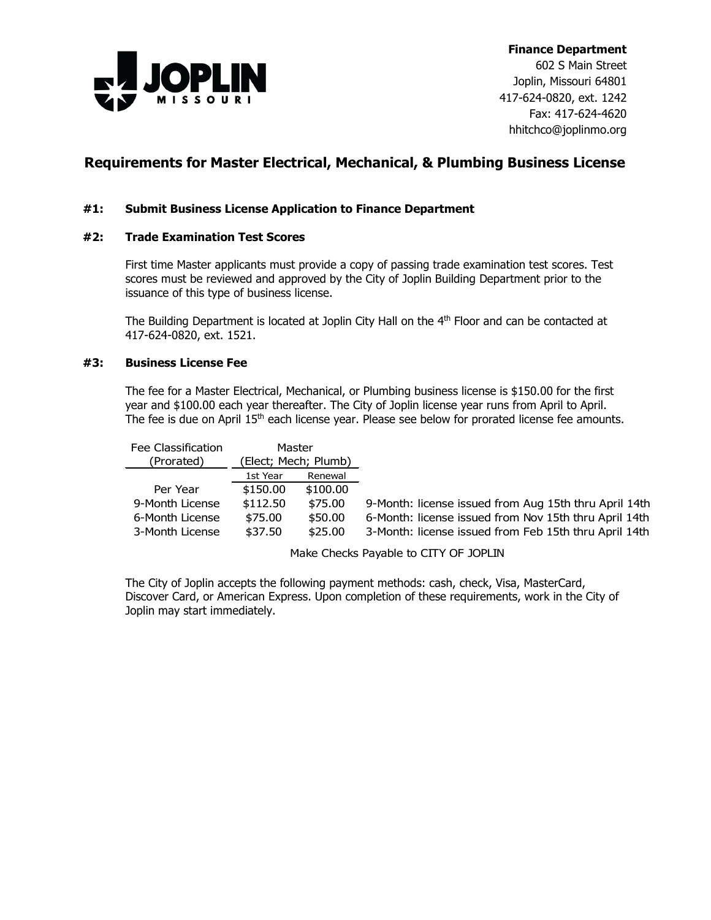**Finance Department**
602 S Main Street
Joplin, Missouri 64801
417-624-0820, ext. 1242
Fax: 417-624-4620
hhitchco@joplinmo.org

## Requirements for Master Electrical, Mechanical, & Plumbing Business License

### #1: Submit Business License Application to Finance Department

### #2: Trade Examination Test Scores

First time Master applicants must provide a copy of passing trade examination test scores. Test scores must be reviewed and approved by the City of Joplin Building Department prior to the issuance of this type of business license.

The Building Department is located at Joplin City Hall on the 4th Floor and can be contacted at 417-624-0820, ext. 1521.

### #3: Business License Fee

The fee for a Master Electrical, Mechanical, or Plumbing business license is $150.00 for the first year and $100.00 each year thereafter. The City of Joplin license year runs from April to April. The fee is due on April 15th each license year. Please see below for prorated license fee amounts.

| Fee Classification (Prorated) | Master (Elect; Mech; Plumb) | | |
|---|---|---|---|
| | 1st Year | Renewal | |
| Per Year | $150.00 | $100.00 | |
| 9-Month License | $112.50 | $75.00 | 9-Month: license issued from Aug 15th thru April 14th |
| 6-Month License | $75.00 | $50.00 | 6-Month: license issued from Nov 15th thru April 14th |
| 3-Month License | $37.50 | $25.00 | 3-Month: license issued from Feb 15th thru April 14th |

Make Checks Payable to CITY OF JOPLIN

The City of Joplin accepts the following payment methods: cash, check, Visa, MasterCard, Discover Card, or American Express. Upon completion of these requirements, work in the City of Joplin may start immediately.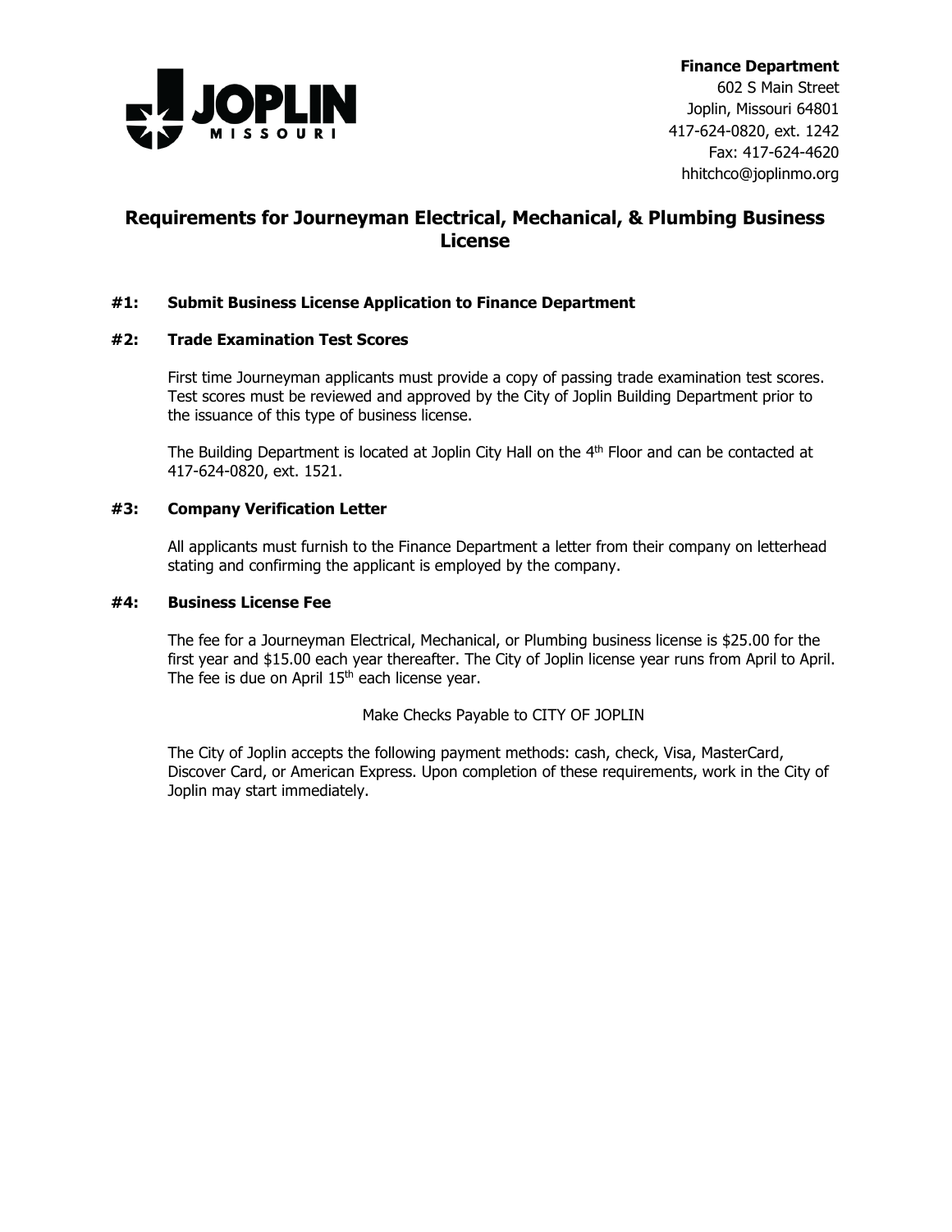**Finance Department**
602 S Main Street
Joplin, Missouri 64801
417-624-0820, ext. 1242
Fax: 417-624-4620
hhitchco@joplinmo.org

# Requirements for Journeyman Electrical, Mechanical, & Plumbing Business License

### #1: Submit Business License Application to Finance Department

### #2: Trade Examination Test Scores

First time Journeyman applicants must provide a copy of passing trade examination test scores. Test scores must be reviewed and approved by the City of Joplin Building Department prior to the issuance of this type of business license.

The Building Department is located at Joplin City Hall on the 4th Floor and can be contacted at 417-624-0820, ext. 1521.

### #3: Company Verification Letter

All applicants must furnish to the Finance Department a letter from their company on letterhead stating and confirming the applicant is employed by the company.

### #4: Business License Fee

The fee for a Journeyman Electrical, Mechanical, or Plumbing business license is $25.00 for the first year and $15.00 each year thereafter. The City of Joplin license year runs from April to April. The fee is due on April 15th each license year.

Make Checks Payable to CITY OF JOPLIN

The City of Joplin accepts the following payment methods: cash, check, Visa, MasterCard, Discover Card, or American Express. Upon completion of these requirements, work in the City of Joplin may start immediately.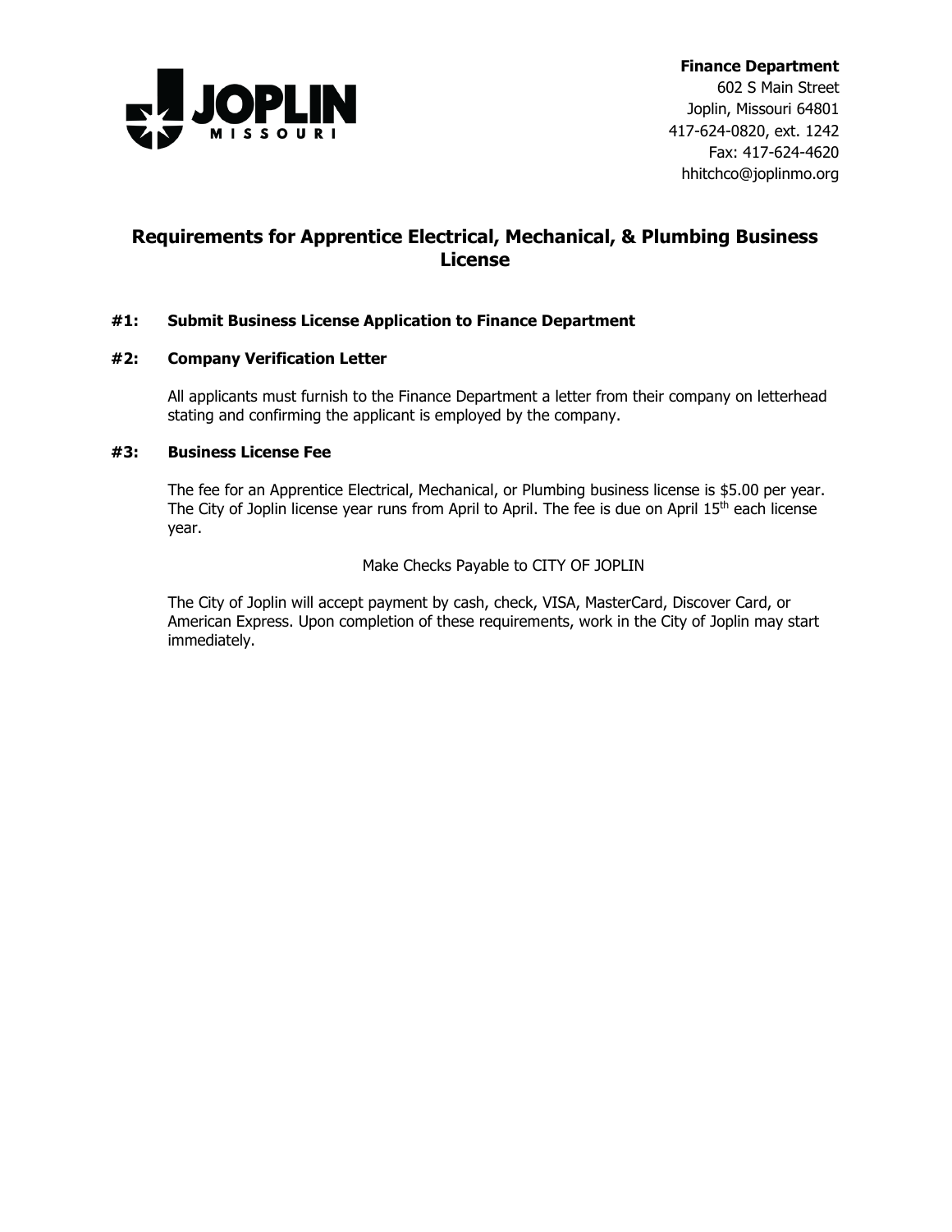**Finance Department**
602 S Main Street
Joplin, Missouri 64801
417-624-0820, ext. 1242
Fax: 417-624-4620
hhitchco@joplinmo.org

# Requirements for Apprentice Electrical, Mechanical, & Plumbing Business License

## #1: Submit Business License Application to Finance Department

## #2: Company Verification Letter

All applicants must furnish to the Finance Department a letter from their company on letterhead stating and confirming the applicant is employed by the company.

## #3: Business License Fee

The fee for an Apprentice Electrical, Mechanical, or Plumbing business license is $5.00 per year. The City of Joplin license year runs from April to April. The fee is due on April 15th each license year.

Make Checks Payable to CITY OF JOPLIN

The City of Joplin will accept payment by cash, check, VISA, MasterCard, Discover Card, or American Express. Upon completion of these requirements, work in the City of Joplin may start immediately.